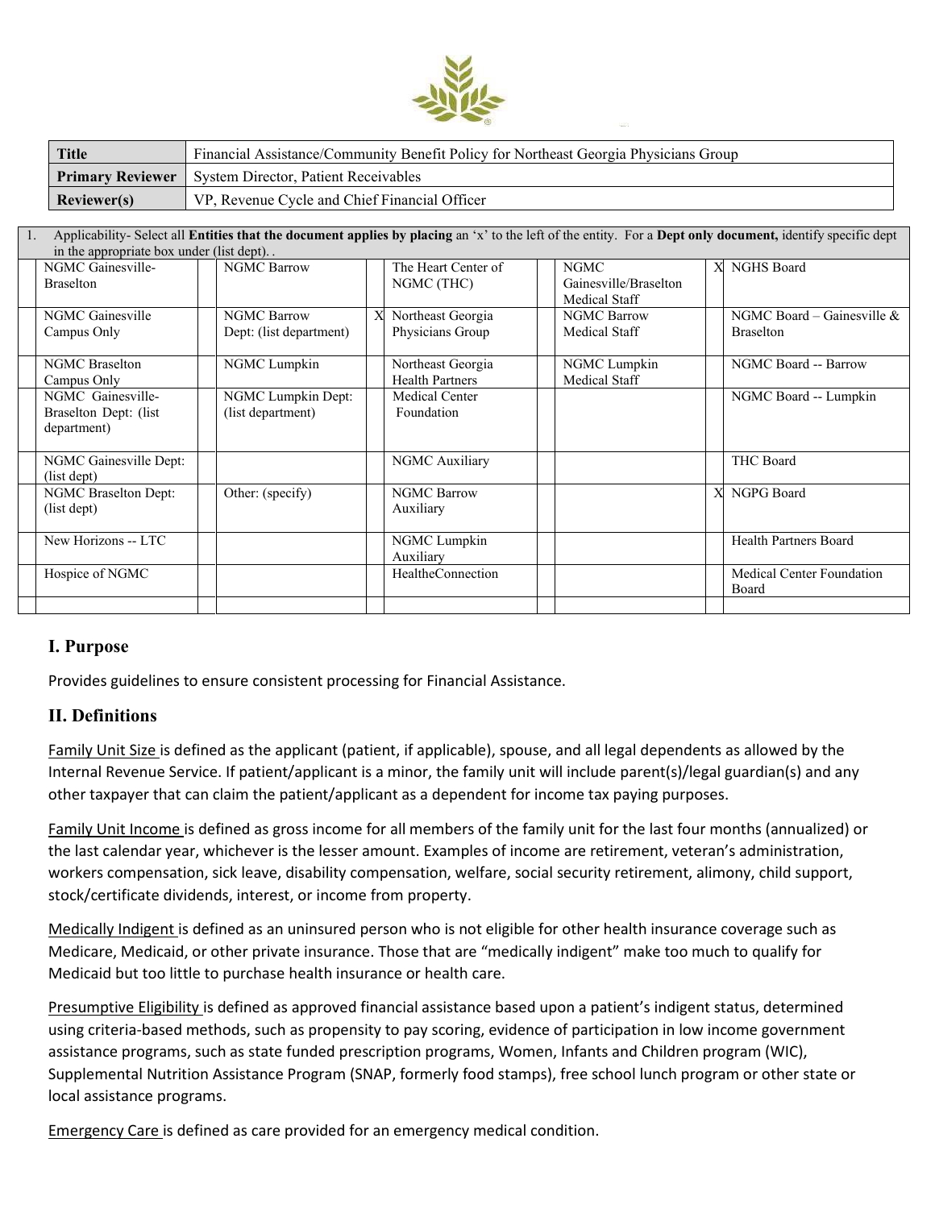| Title | Financial Assistance/Community Benefit Policy for Northeast Georgia Physicians Group |
|---|---|
| Primary Reviewer | System Director, Patient Receivables |
| Reviewer(s) | VP, Revenue Cycle and Chief Financial Officer |

1. Applicability- Select all **Entities that the document applies by placing** an 'x' to the left of the entity. For a **Dept only document,** identify specific dept in the appropriate box under (list dept). .

| | | | | | | | | | |
|---|---|---|---|---|---|---|---|---|---|
| | NGMC Gainesville-Braselton | | NGMC Barrow | | The Heart Center of NGMC (THC) | | NGMC Gainesville/Braselton Medical Staff | X | NGHS Board |
| | NGMC Gainesville Campus Only | | NGMC Barrow Dept: (list department) | X | Northeast Georgia Physicians Group | | NGMC Barrow Medical Staff | | NGMC Board – Gainesville & Braselton |
| | NGMC Braselton Campus Only | | NGMC Lumpkin | | Northeast Georgia Health Partners | | NGMC Lumpkin Medical Staff | | NGMC Board -- Barrow |
| | NGMC Gainesville-Braselton Dept: (list department) | | NGMC Lumpkin Dept: (list department) | | Medical Center Foundation | | | | NGMC Board -- Lumpkin |
| | NGMC Gainesville Dept: (list dept) | | | | NGMC Auxiliary | | | | THC Board |
| | NGMC Braselton Dept: (list dept) | | Other: (specify) | | NGMC Barrow Auxiliary | | | X | NGPG Board |
| | New Horizons -- LTC | | | | NGMC Lumpkin Auxiliary | | | | Health Partners Board |
| | Hospice of NGMC | | | | HealtheConnection | | | | Medical Center Foundation Board |
| | | | | | | | | | |

## I. Purpose

Provides guidelines to ensure consistent processing for Financial Assistance.

## II. Definitions

Family Unit Size is defined as the applicant (patient, if applicable), spouse, and all legal dependents as allowed by the Internal Revenue Service. If patient/applicant is a minor, the family unit will include parent(s)/legal guardian(s) and any other taxpayer that can claim the patient/applicant as a dependent for income tax paying purposes.

Family Unit Income is defined as gross income for all members of the family unit for the last four months (annualized) or the last calendar year, whichever is the lesser amount. Examples of income are retirement, veteran's administration, workers compensation, sick leave, disability compensation, welfare, social security retirement, alimony, child support, stock/certificate dividends, interest, or income from property.

Medically Indigent is defined as an uninsured person who is not eligible for other health insurance coverage such as Medicare, Medicaid, or other private insurance. Those that are "medically indigent" make too much to qualify for Medicaid but too little to purchase health insurance or health care.

Presumptive Eligibility is defined as approved financial assistance based upon a patient's indigent status, determined using criteria-based methods, such as propensity to pay scoring, evidence of participation in low income government assistance programs, such as state funded prescription programs, Women, Infants and Children program (WIC), Supplemental Nutrition Assistance Program (SNAP, formerly food stamps), free school lunch program or other state or local assistance programs.

Emergency Care is defined as care provided for an emergency medical condition.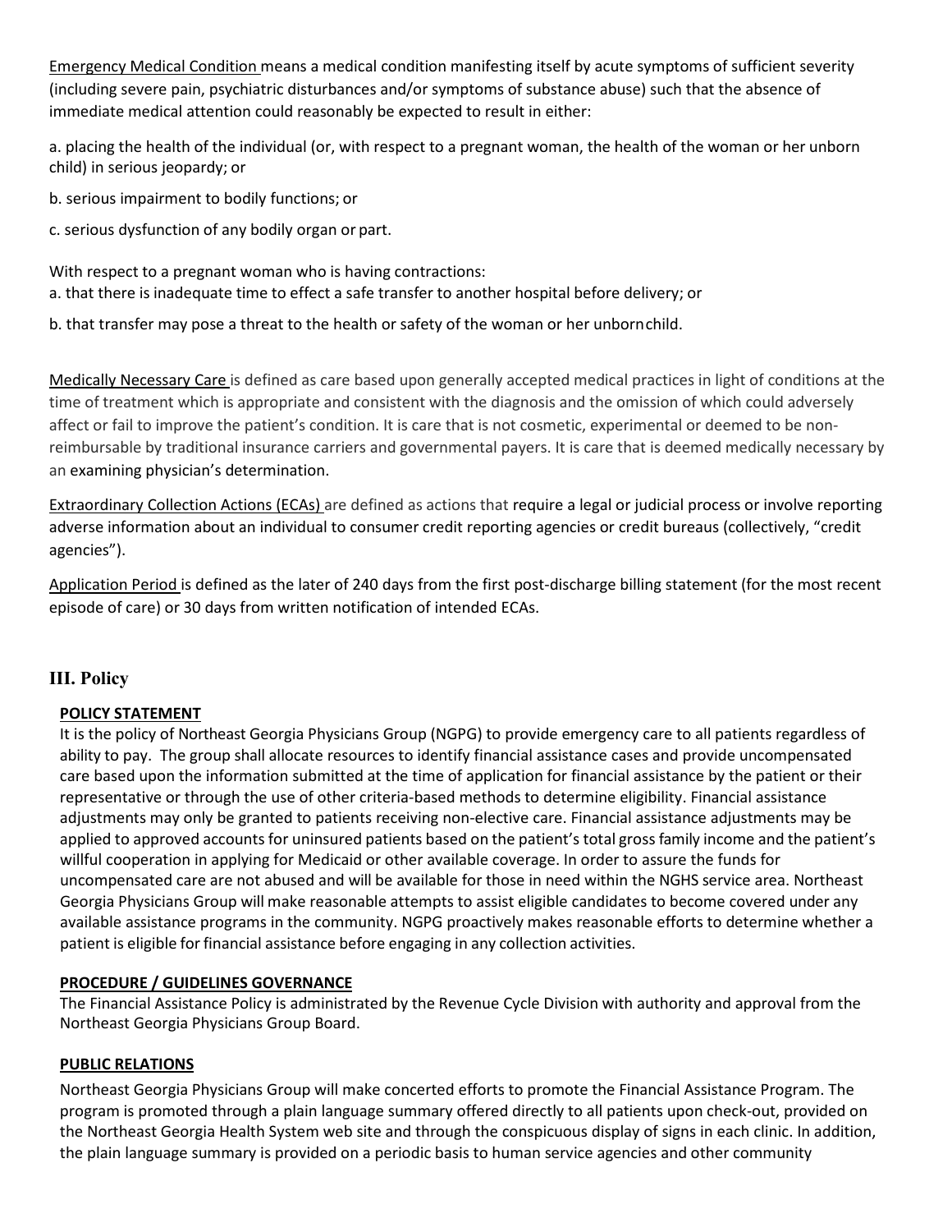Emergency Medical Condition means a medical condition manifesting itself by acute symptoms of sufficient severity (including severe pain, psychiatric disturbances and/or symptoms of substance abuse) such that the absence of immediate medical attention could reasonably be expected to result in either:

a. placing the health of the individual (or, with respect to a pregnant woman, the health of the woman or her unborn child) in serious jeopardy; or

b. serious impairment to bodily functions; or

c. serious dysfunction of any bodily organ or part.

With respect to a pregnant woman who is having contractions:

a. that there is inadequate time to effect a safe transfer to another hospital before delivery; or

b. that transfer may pose a threat to the health or safety of the woman or her unborn child.

Medically Necessary Care is defined as care based upon generally accepted medical practices in light of conditions at the time of treatment which is appropriate and consistent with the diagnosis and the omission of which could adversely affect or fail to improve the patient's condition. It is care that is not cosmetic, experimental or deemed to be non-reimbursable by traditional insurance carriers and governmental payers. It is care that is deemed medically necessary by an examining physician's determination.

Extraordinary Collection Actions (ECAs) are defined as actions that require a legal or judicial process or involve reporting adverse information about an individual to consumer credit reporting agencies or credit bureaus (collectively, "credit agencies").

Application Period is defined as the later of 240 days from the first post-discharge billing statement (for the most recent episode of care) or 30 days from written notification of intended ECAs.

## III. Policy

**POLICY STATEMENT**

It is the policy of Northeast Georgia Physicians Group (NGPG) to provide emergency care to all patients regardless of ability to pay. The group shall allocate resources to identify financial assistance cases and provide uncompensated care based upon the information submitted at the time of application for financial assistance by the patient or their representative or through the use of other criteria-based methods to determine eligibility. Financial assistance adjustments may only be granted to patients receiving non-elective care. Financial assistance adjustments may be applied to approved accounts for uninsured patients based on the patient's total gross family income and the patient's willful cooperation in applying for Medicaid or other available coverage. In order to assure the funds for uncompensated care are not abused and will be available for those in need within the NGHS service area. Northeast Georgia Physicians Group will make reasonable attempts to assist eligible candidates to become covered under any available assistance programs in the community. NGPG proactively makes reasonable efforts to determine whether a patient is eligible for financial assistance before engaging in any collection activities.

**PROCEDURE / GUIDELINES GOVERNANCE**

The Financial Assistance Policy is administrated by the Revenue Cycle Division with authority and approval from the Northeast Georgia Physicians Group Board.

**PUBLIC RELATIONS**

Northeast Georgia Physicians Group will make concerted efforts to promote the Financial Assistance Program. The program is promoted through a plain language summary offered directly to all patients upon check-out, provided on the Northeast Georgia Health System web site and through the conspicuous display of signs in each clinic. In addition, the plain language summary is provided on a periodic basis to human service agencies and other community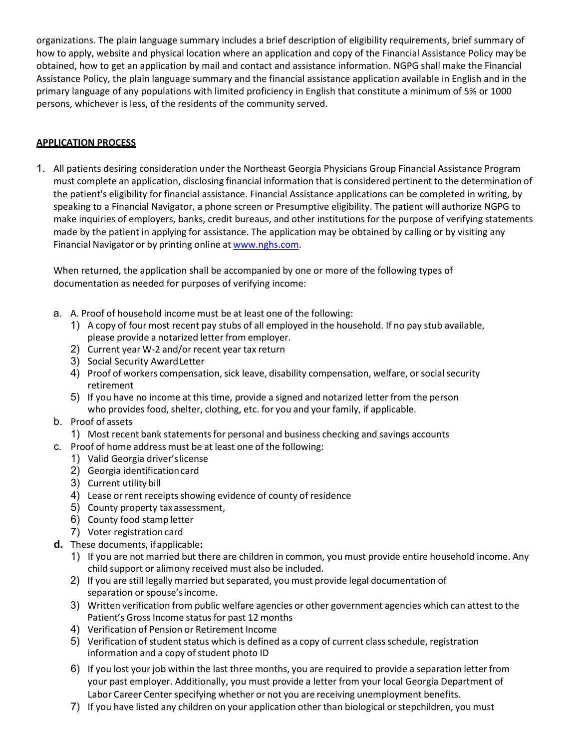organizations. The plain language summary includes a brief description of eligibility requirements, brief summary of how to apply, website and physical location where an application and copy of the Financial Assistance Policy may be obtained, how to get an application by mail and contact and assistance information. NGPG shall make the Financial Assistance Policy, the plain language summary and the financial assistance application available in English and in the primary language of any populations with limited proficiency in English that constitute a minimum of 5% or 1000 persons, whichever is less, of the residents of the community served.

**APPLICATION PROCESS**

1. All patients desiring consideration under the Northeast Georgia Physicians Group Financial Assistance Program must complete an application, disclosing financial information that is considered pertinent to the determination of the patient's eligibility for financial assistance. Financial Assistance applications can be completed in writing, by speaking to a Financial Navigator, a phone screen or Presumptive eligibility. The patient will authorize NGPG to make inquiries of employers, banks, credit bureaus, and other institutions for the purpose of verifying statements made by the patient in applying for assistance. The application may be obtained by calling or by visiting any Financial Navigator or by printing online at www.nghs.com.

   When returned, the application shall be accompanied by one or more of the following types of documentation as needed for purposes of verifying income:

   a. A. Proof of household income must be at least one of the following:
      1) A copy of four most recent pay stubs of all employed in the household. If no pay stub available, please provide a notarized letter from employer.
      2) Current year W-2 and/or recent year tax return
      3) Social Security Award Letter
      4) Proof of workers compensation, sick leave, disability compensation, welfare, or social security retirement
      5) If you have no income at this time, provide a signed and notarized letter from the person who provides food, shelter, clothing, etc. for you and your family, if applicable.
   b. Proof of assets
      1) Most recent bank statements for personal and business checking and savings accounts
   c. Proof of home address must be at least one of the following:
      1) Valid Georgia driver's license
      2) Georgia identification card
      3) Current utility bill
      4) Lease or rent receipts showing evidence of county of residence
      5) County property tax assessment,
      6) County food stamp letter
      7) Voter registration card
   d. These documents, if applicable**:**
      1) If you are not married but there are children in common, you must provide entire household income. Any child support or alimony received must also be included.
      2) If you are still legally married but separated, you must provide legal documentation of separation or spouse's income.
      3) Written verification from public welfare agencies or other government agencies which can attest to the Patient's Gross Income status for past 12 months
      4) Verification of Pension or Retirement Income
      5) Verification of student status which is defined as a copy of current class schedule, registration information and a copy of student photo ID
      6) If you lost your job within the last three months, you are required to provide a separation letter from your past employer. Additionally, you must provide a letter from your local Georgia Department of Labor Career Center specifying whether or not you are receiving unemployment benefits.
      7) If you have listed any children on your application other than biological or stepchildren, you must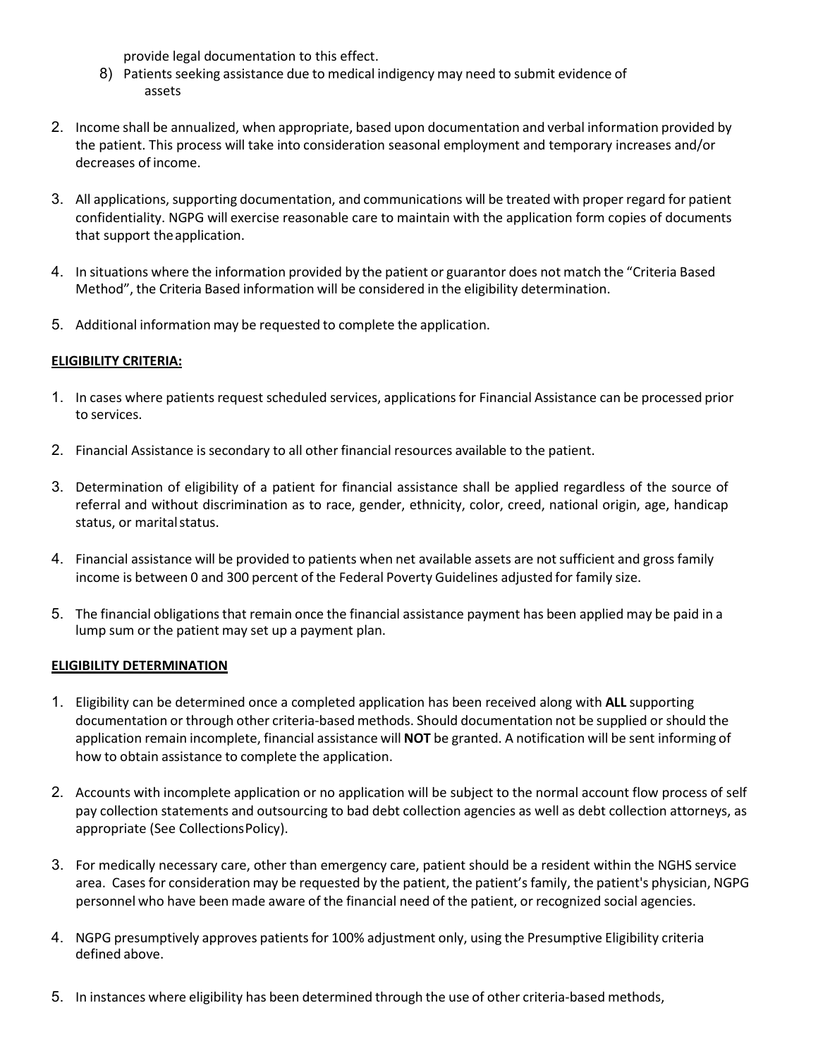provide legal documentation to this effect.

8) Patients seeking assistance due to medical indigency may need to submit evidence of assets

2. Income shall be annualized, when appropriate, based upon documentation and verbal information provided by the patient. This process will take into consideration seasonal employment and temporary increases and/or decreases of income.

3. All applications, supporting documentation, and communications will be treated with proper regard for patient confidentiality. NGPG will exercise reasonable care to maintain with the application form copies of documents that support the application.

4. In situations where the information provided by the patient or guarantor does not match the "Criteria Based Method", the Criteria Based information will be considered in the eligibility determination.

5. Additional information may be requested to complete the application.

**ELIGIBILITY CRITERIA:**

1. In cases where patients request scheduled services, applications for Financial Assistance can be processed prior to services.

2. Financial Assistance is secondary to all other financial resources available to the patient.

3. Determination of eligibility of a patient for financial assistance shall be applied regardless of the source of referral and without discrimination as to race, gender, ethnicity, color, creed, national origin, age, handicap status, or marital status.

4. Financial assistance will be provided to patients when net available assets are not sufficient and gross family income is between 0 and 300 percent of the Federal Poverty Guidelines adjusted for family size.

5. The financial obligations that remain once the financial assistance payment has been applied may be paid in a lump sum or the patient may set up a payment plan.

**ELIGIBILITY DETERMINATION**

1. Eligibility can be determined once a completed application has been received along with **ALL** supporting documentation or through other criteria-based methods. Should documentation not be supplied or should the application remain incomplete, financial assistance will **NOT** be granted. A notification will be sent informing of how to obtain assistance to complete the application.

2. Accounts with incomplete application or no application will be subject to the normal account flow process of self pay collection statements and outsourcing to bad debt collection agencies as well as debt collection attorneys, as appropriate (See Collections Policy).

3. For medically necessary care, other than emergency care, patient should be a resident within the NGHS service area. Cases for consideration may be requested by the patient, the patient's family, the patient's physician, NGPG personnel who have been made aware of the financial need of the patient, or recognized social agencies.

4. NGPG presumptively approves patients for 100% adjustment only, using the Presumptive Eligibility criteria defined above.

5. In instances where eligibility has been determined through the use of other criteria-based methods,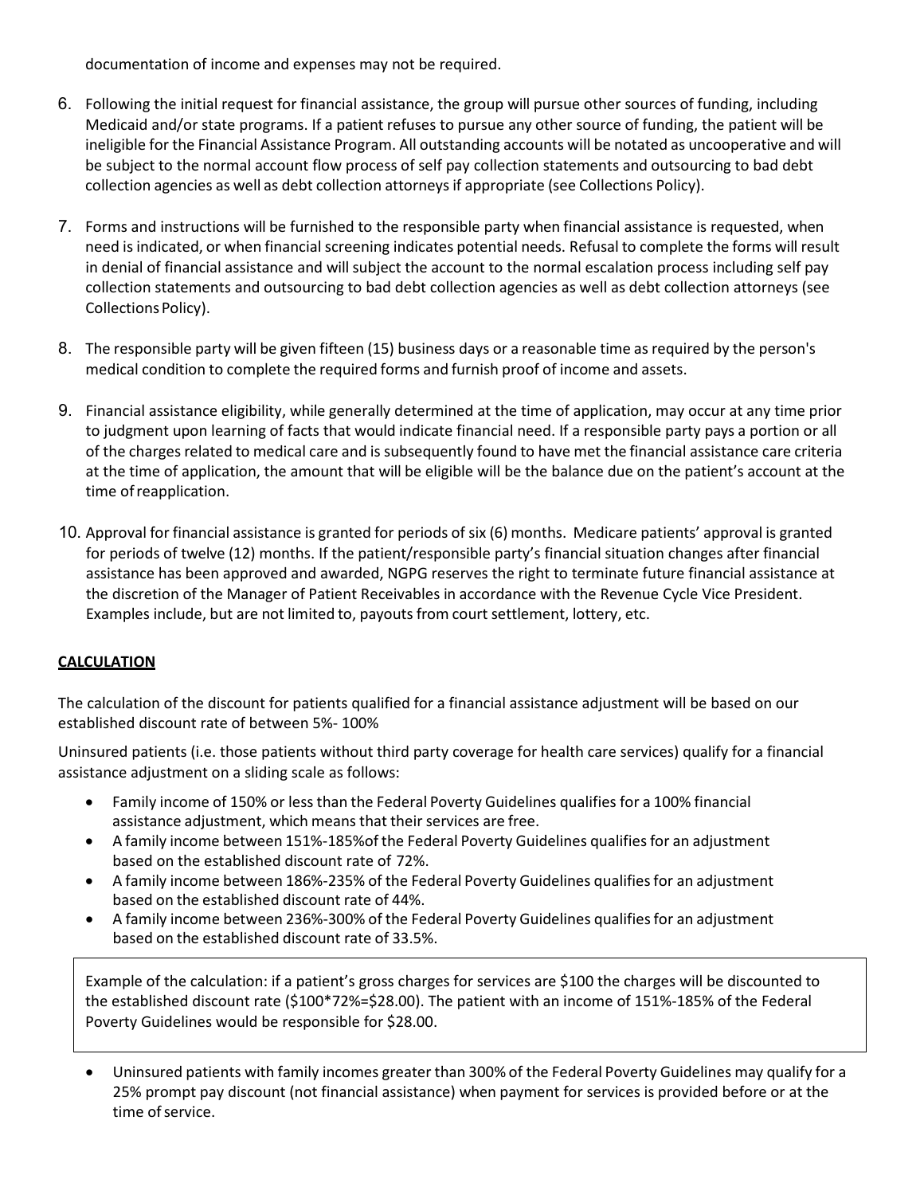documentation of income and expenses may not be required.

6. Following the initial request for financial assistance, the group will pursue other sources of funding, including Medicaid and/or state programs. If a patient refuses to pursue any other source of funding, the patient will be ineligible for the Financial Assistance Program. All outstanding accounts will be notated as uncooperative and will be subject to the normal account flow process of self pay collection statements and outsourcing to bad debt collection agencies as well as debt collection attorneys if appropriate (see Collections Policy).

7. Forms and instructions will be furnished to the responsible party when financial assistance is requested, when need is indicated, or when financial screening indicates potential needs. Refusal to complete the forms will result in denial of financial assistance and will subject the account to the normal escalation process including self pay collection statements and outsourcing to bad debt collection agencies as well as debt collection attorneys (see Collections Policy).

8. The responsible party will be given fifteen (15) business days or a reasonable time as required by the person's medical condition to complete the required forms and furnish proof of income and assets.

9. Financial assistance eligibility, while generally determined at the time of application, may occur at any time prior to judgment upon learning of facts that would indicate financial need. If a responsible party pays a portion or all of the charges related to medical care and is subsequently found to have met the financial assistance care criteria at the time of application, the amount that will be eligible will be the balance due on the patient's account at the time of reapplication.

10. Approval for financial assistance is granted for periods of six (6) months. Medicare patients' approval is granted for periods of twelve (12) months. If the patient/responsible party's financial situation changes after financial assistance has been approved and awarded, NGPG reserves the right to terminate future financial assistance at the discretion of the Manager of Patient Receivables in accordance with the Revenue Cycle Vice President. Examples include, but are not limited to, payouts from court settlement, lottery, etc.

**CALCULATION**

The calculation of the discount for patients qualified for a financial assistance adjustment will be based on our established discount rate of between 5%- 100%

Uninsured patients (i.e. those patients without third party coverage for health care services) qualify for a financial assistance adjustment on a sliding scale as follows:

- Family income of 150% or less than the Federal Poverty Guidelines qualifies for a 100% financial assistance adjustment, which means that their services are free.
- A family income between 151%-185%of the Federal Poverty Guidelines qualifies for an adjustment based on the established discount rate of 72%.
- A family income between 186%-235% of the Federal Poverty Guidelines qualifies for an adjustment based on the established discount rate of 44%.
- A family income between 236%-300% of the Federal Poverty Guidelines qualifies for an adjustment based on the established discount rate of 33.5%.

Example of the calculation: if a patient's gross charges for services are $100 the charges will be discounted to the established discount rate ($100*72%=$28.00). The patient with an income of 151%-185% of the Federal Poverty Guidelines would be responsible for $28.00.

- Uninsured patients with family incomes greater than 300% of the Federal Poverty Guidelines may qualify for a 25% prompt pay discount (not financial assistance) when payment for services is provided before or at the time of service.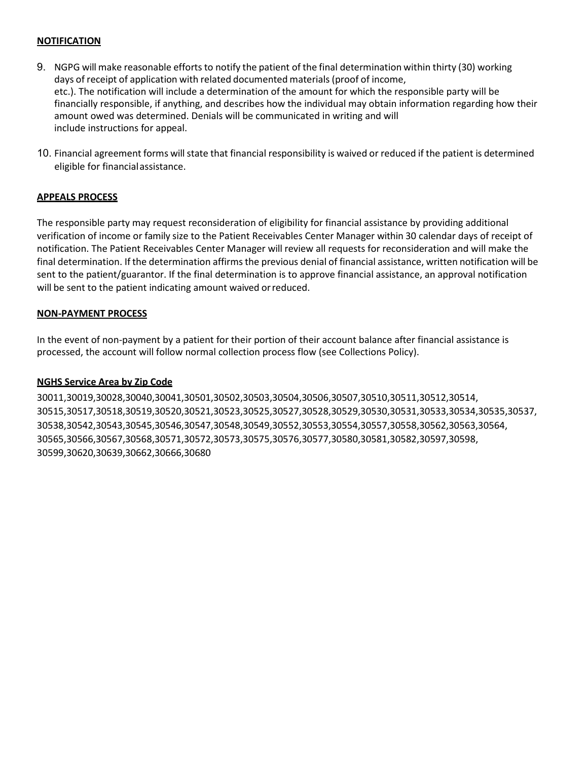**NOTIFICATION**

9. NGPG will make reasonable efforts to notify the patient of the final determination within thirty (30) working days of receipt of application with related documented materials (proof of income, etc.). The notification will include a determination of the amount for which the responsible party will be financially responsible, if anything, and describes how the individual may obtain information regarding how their amount owed was determined. Denials will be communicated in writing and will include instructions for appeal.

10. Financial agreement forms will state that financial responsibility is waived or reduced if the patient is determined eligible for financial assistance.

**APPEALS PROCESS**

The responsible party may request reconsideration of eligibility for financial assistance by providing additional verification of income or family size to the Patient Receivables Center Manager within 30 calendar days of receipt of notification. The Patient Receivables Center Manager will review all requests for reconsideration and will make the final determination. If the determination affirms the previous denial of financial assistance, written notification will be sent to the patient/guarantor. If the final determination is to approve financial assistance, an approval notification will be sent to the patient indicating amount waived or reduced.

**NON-PAYMENT PROCESS**

In the event of non-payment by a patient for their portion of their account balance after financial assistance is processed, the account will follow normal collection process flow (see Collections Policy).

**NGHS Service Area by Zip Code**

30011,30019,30028,30040,30041,30501,30502,30503,30504,30506,30507,30510,30511,30512,30514, 30515,30517,30518,30519,30520,30521,30523,30525,30527,30528,30529,30530,30531,30533,30534,30535,30537, 30538,30542,30543,30545,30546,30547,30548,30549,30552,30553,30554,30557,30558,30562,30563,30564, 30565,30566,30567,30568,30571,30572,30573,30575,30576,30577,30580,30581,30582,30597,30598, 30599,30620,30639,30662,30666,30680